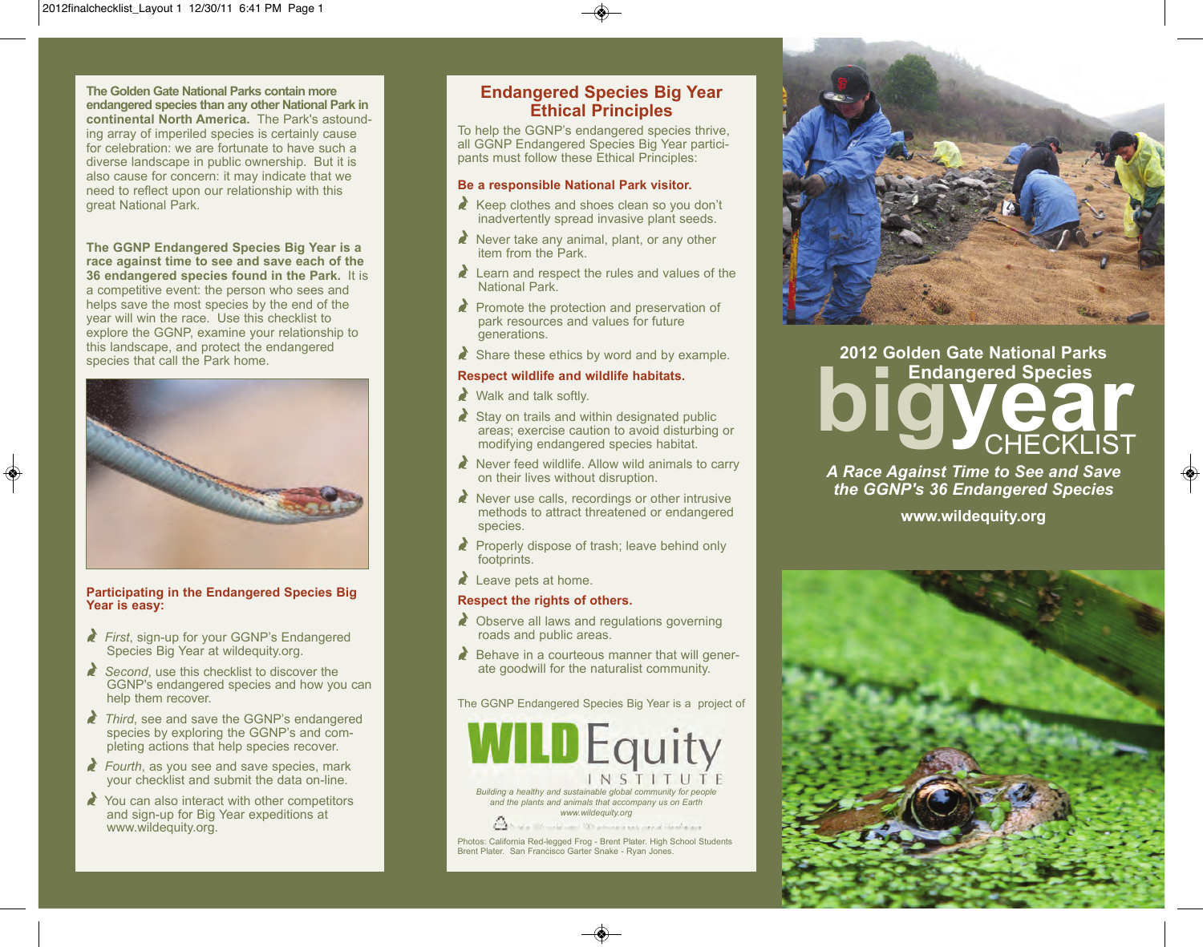**The Golden Gate National Parks contain more endangered species than any other National Park in continental North America.** The Park's astounding array of imperiled species is certainly cause for celebration: we are fortunate to have such a diverse landscape in public ownership. But it is also cause for concern: it may indicate that we need to reflect upon our relationship with this great National Park.

**The GGNP Endangered Species Big Year is a race against time to see and save each of the 36 endangered species found in the Park.** It is a competitive event: the person who sees and helps save the most species by the end of the year will win the race. Use this checklist to explore the GGNP, examine your relationship to this landscape, and protect the endangered species that call the Park home.

### Participating in the Endangered Species Big Year is easy:

- *First*, sign-up for your GGNP's Endangered Species Big Year at wildequity.org.
- *Second*, use this checklist to discover the GGNP's endangered species and how you can help them recover.
- *Third*, see and save the GGNP's endangered species by exploring the GGNP's and completing actions that help species recover.
- *Fourth*, as you see and save species, mark your checklist and submit the data on-line.
- You can also interact with other competitors and sign-up for Big Year expeditions at www.wildequity.org.

## Endangered Species Big Year Ethical Principles

To help the GGNP's endangered species thrive, all GGNP Endangered Species Big Year participants must follow these Ethical Principles:

### Be a responsible National Park visitor.

- Keep clothes and shoes clean so you don't inadvertently spread invasive plant seeds.
- Never take any animal, plant, or any other item from the Park.
- Learn and respect the rules and values of the National Park.
- Promote the protection and preservation of park resources and values for future generations.
- Share these ethics by word and by example.

### Respect wildlife and wildlife habitats.

- Walk and talk softly.
- Stay on trails and within designated public areas; exercise caution to avoid disturbing or modifying endangered species habitat.
- Never feed wildlife. Allow wild animals to carry on their lives without disruption.
- Never use calls, recordings or other intrusive methods to attract threatened or endangered species.
- Properly dispose of trash; leave behind only footprints.
- Leave pets at home.

### Respect the rights of others.

- Observe all laws and regulations governing roads and public areas.
- Behave in a courteous manner that will generate goodwill for the naturalist community.

The GGNP Endangered Species Big Year is a project of

**WILD Equity INSTITUTE**

*Building a healthy and sustainable global community for people and the plants and animals that accompany us on Earth*
*www.wildequity.org*

Photos: California Red-legged Frog - Brent Plater. High School Students Brent Plater. San Francisco Garter Snake - Ryan Jones.

# 2012 Golden Gate National Parks Endangered Species big year CHECKLIST

***A Race Against Time to See and Save the GGNP's 36 Endangered Species***

**www.wildequity.org**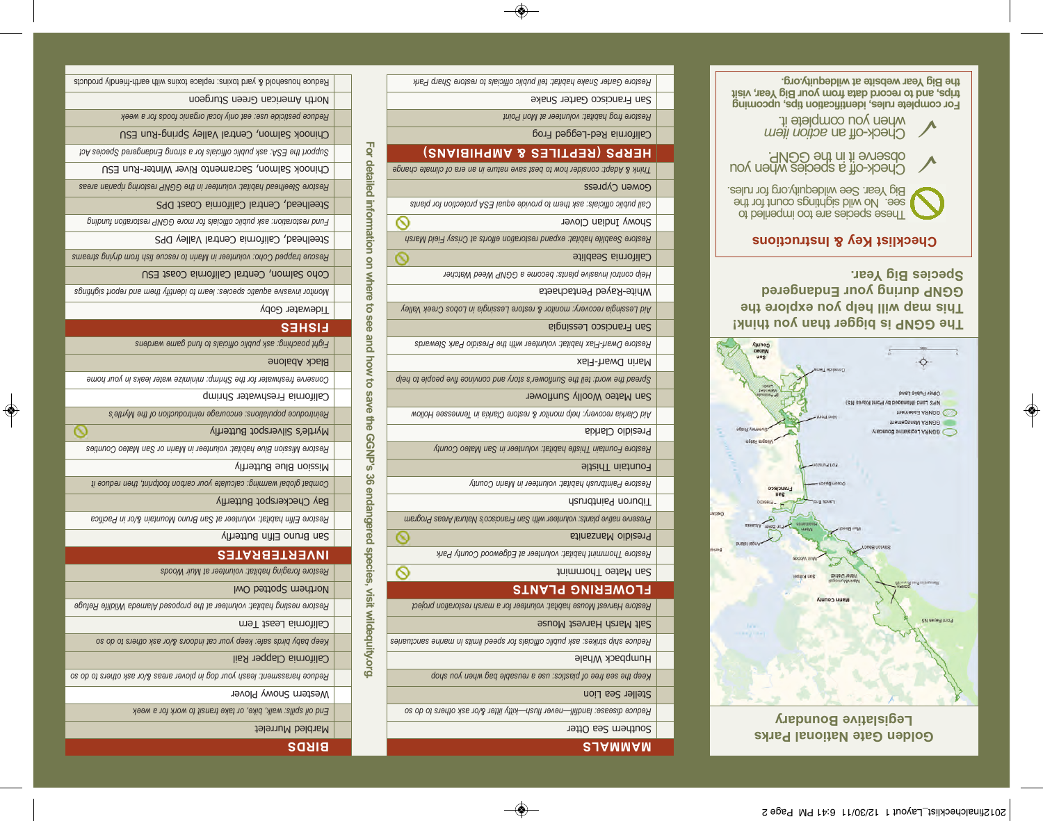# Golden Gate National Parks Legislative Boundary

Point Reyes NS

Marin County

Muir Woods

San Rafael

Angel Island

Sausalito

Alcatraz

Presidio

San Francisco

Lands End

Ocean Beach

Fort Funston

Milagra Ridge

Sweeney Ridge

Stinson Beach

Mt. Tamalpais

Marin Headlands

Fort Baker

Crissy Field

Mori Point

Oakland

Berkeley

San Mateo County

Phleger Estate

Rancho Corral de Tierra

GGNRA Legislative Boundary

GGNRA Management

GGNRA Easement

NPS Land (Managed by Point Reyes NS)

Other Public Land

## The GGNP is bigger than you think! This map will help you explore the GGNP during your Endangered Species Big Year.

### Checklist Key & Instructions

These species are too imperiled to see. No wild sightings count for the Big Year. See wildequity.org for rules.

Check-off a species when you observe it in the GGNP.

Check-off an *action item* when you complete it.

For complete rules, identification tips, upcoming trips, and to record data from your Big Year, visit the Big Year website at wildequity.org.

## BIRDS

- Marbled Murrelet
- *End oil spills: walk, bike, or take transit to work for a week*
- Western Snowy Plover
- *Reduce harassment: leash your dog in plover areas &/or ask others to do so*
- California Clapper Rail
- *Keep baby birds safe: keep your cat indoors &/or ask others to do so*
- California Least Tern
- *Restore nesting habitat: volunteer at the proposed Alameda Wildlife Refuge*
- Northern Spotted Owl
- *Restore foraging habitat: volunteer at Muir Woods*

## INVERTEBRATES

- San Bruno Elfin Butterfly
- *Restore Elfin habitat: volunteer at San Bruno Mountain &/or in Pacifica*
- Bay Checkerspot Butterfly
- *Combat global warming: calculate your carbon footprint, then reduce it*
- Mission Blue Butterfly
- *Restore Mission Blue habitat: volunteer in Marin or San Mateo Counties*
- Myrtle's Silverspot Butterfly (too imperiled to see)
- *Reintroduce populations: encourage reintroduction of the Myrtle's*
- California Freshwater Shrimp
- *Conserve freshwater for the Shrimp: minimize water leaks in your home*
- Black Abalone
- *Fight poaching: ask public officials to fund game wardens*

## FISHES

- Tidewater Goby
- *Monitor invasive aquatic species: learn to identify them and report sightings*
- Coho Salmon, Central California Coast ESU
- *Rescue trapped Coho: volunteer in Marin to rescue fish from drying streams*
- Steelhead, California Central Valley DPS
- *Fund restoration: ask public officials for more GGNP restoration funding*
- Steelhead, Central California Coast DPS
- *Restore Steelhead habitat: volunteer in the GGNP restoring riparian areas*
- Chinook Salmon, Sacramento River Winter-Run ESU
- *Support the ESA: ask public officials for a strong Endangered Species Act*
- Chinook Salmon, Central Valley Spring-Run ESU
- *Reduce pesticide use: eat only local organic foods for a week*
- North American Green Sturgeon
- *Reduce household & yard toxins: replace toxins with earth-friendly products*

## MAMMALS

- Southern Sea Otter
- *Reduce disease: landfill—never flush—kitty litter &/or ask others to do so*
- Steller Sea Lion
- *Keep the sea free of plastics: use a reusable bag when you shop*
- Humpback Whale
- *Reduce ship strikes: ask public officials for speed limits in marine sanctuaries*
- Salt Marsh Harvest Mouse
- *Restore Harvest Mouse habitat: volunteer for a marsh restoration project*

## FLOWERING PLANTS

- San Mateo Thornmint (too imperiled to see)
- *Restore Thornmint habitat: volunteer at Edgewood County Park*
- Presidio Manzanita (too imperiled to see)
- *Preserve native plants: volunteer with San Francisco's Natural Areas Program*
- Tiburon Paintbrush
- *Restore Paintbrush habitat: volunteer in Marin County*
- Fountain Thistle
- *Restore Fountain Thistle habitat: volunteer in San Mateo County*
- Presidio Clarkia
- *Aid Clarkia recovery: help monitor & restore Clarkia in Tennessee Hollow*
- San Mateo Woolly Sunflower
- *Spread the word: tell the the Sunflower's story and convince five people to help*
- Marin Dwarf-Flax
- *Restore Dwarf-Flax habitat: volunteer with the Presidio Park Stewards*
- San Francisco Lessingia
- *Aid Lessingia recovery: monitor & restore Lessingia in Lobos Creek Valley*
- White-Rayed Pentachaeta
- *Help control invasive plants: become a GGNP Weed Watcher*
- California Seablite (too imperiled to see)
- *Restore Seablite habitat: expand restoration efforts at Crissy Field Marsh*
- Showy Indian Clover (too imperiled to see)
- *Call public officials: ask them to provide equal ESA protection for plants*
- Gowen Cypress
- *Think & Adapt: consider how to best save nature in an era of climate change*

## HERPS (REPTILES & AMPHIBIANS)

- California Red-Legged Frog
- *Restore frog habitat: volunteer at Mori Point*
- San Francisco Garter Snake
- *Restore Garter Snake habitat: tell public officials to restore Sharp Park*

**For detailed information on where to see and how to save the GGNP's 36 endangered species, visit wildequity.org.**